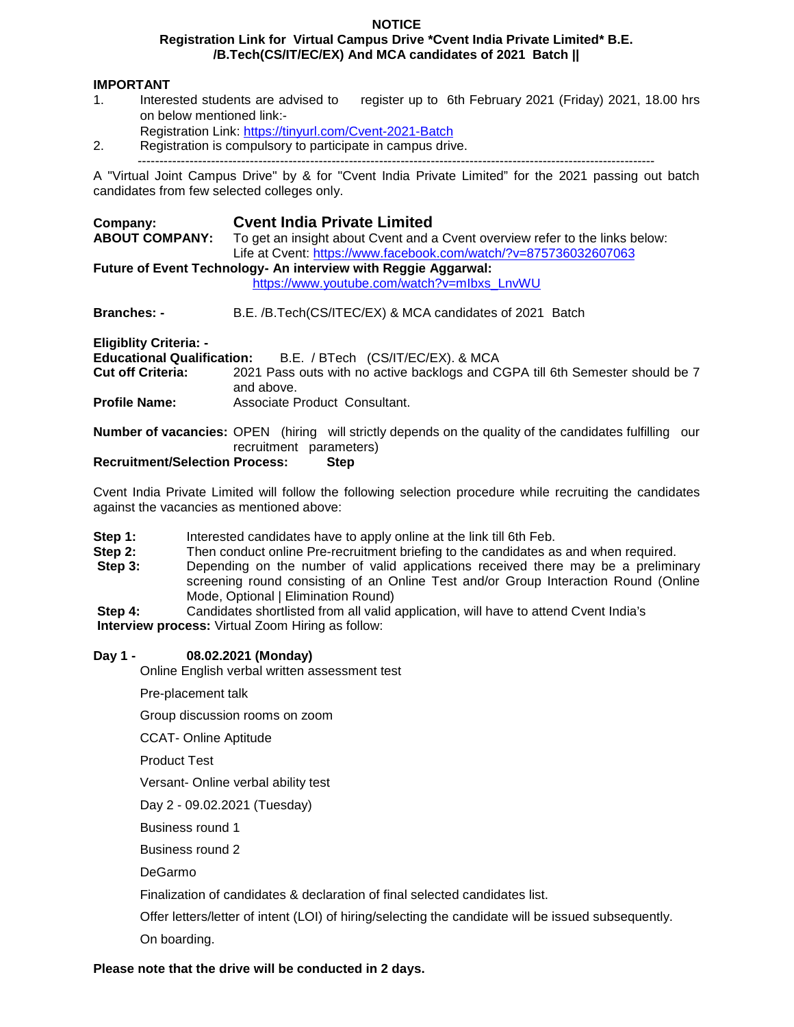**NOTICE**

**Registration Link for Virtual Campus Drive *Cvent India Private Limited* B.E. /B.Tech(CS/IT/EC/EX) And MCA candidates of 2021 Batch ||**

**IMPORTANT**

1. Interested students are advised to register up to 6th February 2021 (Friday) 2021, 18.00 hrs on below mentioned link:-
   Registration Link: https://tinyurl.com/Cvent-2021-Batch
2. Registration is compulsory to participate in campus drive.

---

A "Virtual Joint Campus Drive" by & for "Cvent India Private Limited" for the 2021 passing out batch candidates from few selected colleges only.

**Company:** **Cvent India Private Limited**

**ABOUT COMPANY:** To get an insight about Cvent and a Cvent overview refer to the links below:
Life at Cvent: https://www.facebook.com/watch/?v=875736032607063

**Future of Event Technology- An interview with Reggie Aggarwal:**
https://www.youtube.com/watch?v=mIbxs_LnvWU

**Branches: -** B.E. /B.Tech(CS/ITEC/EX) & MCA candidates of 2021 Batch

**Eligiblity Criteria: -**

**Educational Qualification:** B.E. / BTech (CS/IT/EC/EX). & MCA

**Cut off Criteria:** 2021 Pass outs with no active backlogs and CGPA till 6th Semester should be 7 and above.

**Profile Name:** Associate Product Consultant.

**Number of vacancies:** OPEN (hiring will strictly depends on the quality of the candidates fulfilling our recruitment parameters)

**Recruitment/Selection Process: Step**

Cvent India Private Limited will follow the following selection procedure while recruiting the candidates against the vacancies as mentioned above:

**Step 1:** Interested candidates have to apply online at the link till 6th Feb.

**Step 2:** Then conduct online Pre-recruitment briefing to the candidates as and when required.

**Step 3:** Depending on the number of valid applications received there may be a preliminary screening round consisting of an Online Test and/or Group Interaction Round (Online Mode, Optional | Elimination Round)

**Step 4:** Candidates shortlisted from all valid application, will have to attend Cvent India's

**Interview process:** Virtual Zoom Hiring as follow:

**Day 1 - 08.02.2021 (Monday)**

Online English verbal written assessment test

Pre-placement talk

Group discussion rooms on zoom

CCAT- Online Aptitude

Product Test

Versant- Online verbal ability test

Day 2 - 09.02.2021 (Tuesday)

Business round 1

Business round 2

DeGarmo

Finalization of candidates & declaration of final selected candidates list.

Offer letters/letter of intent (LOI) of hiring/selecting the candidate will be issued subsequently.

On boarding.

**Please note that the drive will be conducted in 2 days.**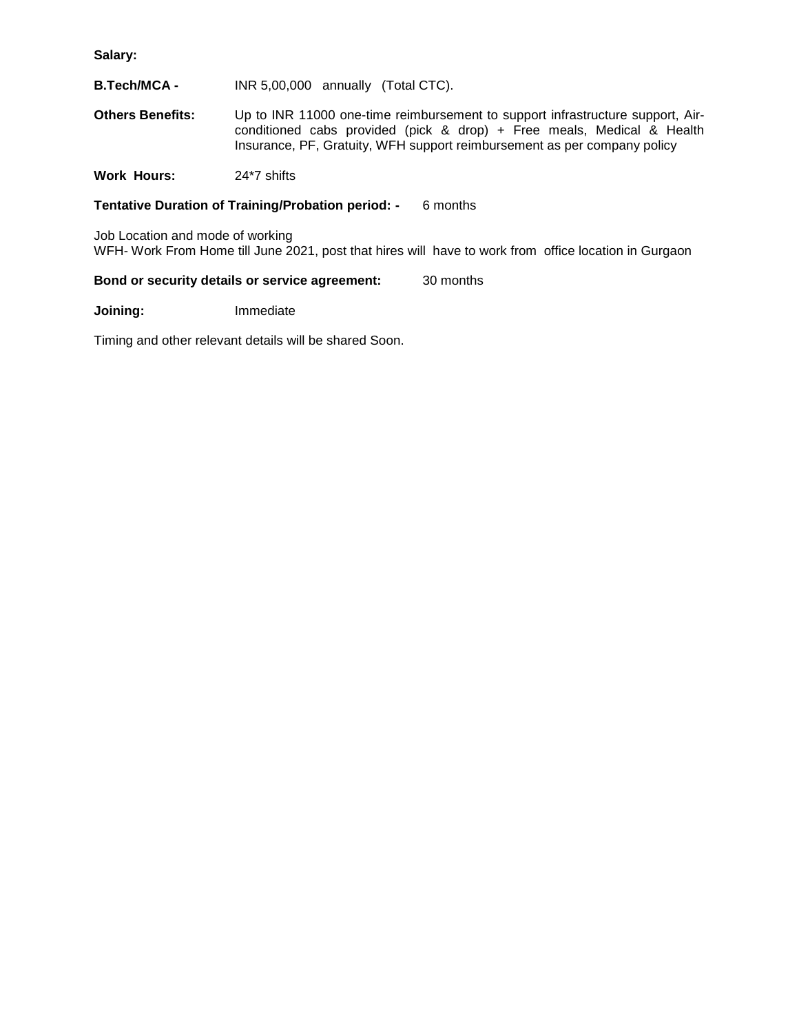**Salary:**

**B.Tech/MCA -** INR 5,00,000 annually (Total CTC).

**Others Benefits:** Up to INR 11000 one-time reimbursement to support infrastructure support, Air-conditioned cabs provided (pick & drop) + Free meals, Medical & Health Insurance, PF, Gratuity, WFH support reimbursement as per company policy

**Work Hours:** 24*7 shifts

**Tentative Duration of Training/Probation period: -** 6 months

Job Location and mode of working
WFH- Work From Home till June 2021, post that hires will have to work from office location in Gurgaon

**Bond or security details or service agreement:** 30 months

**Joining:** Immediate

Timing and other relevant details will be shared Soon.